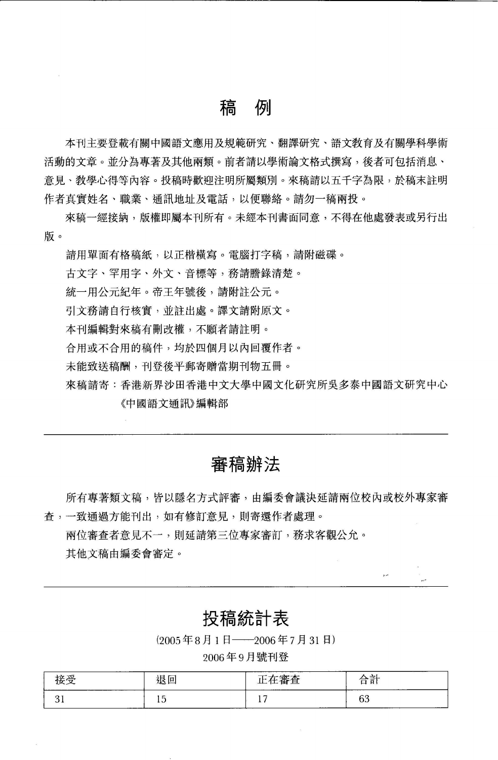# 稿 例

本刊主要登載有關中國語文應用及規範研究、翻譯研究、語文教育及有關學科學術活動的文章。並分為專著及其他兩類。前者請以學術論文格式撰寫，後者可包括消息、意見、教學心得等內容。投稿時歡迎注明所屬類別。來稿請以五千字為限，於稿末註明作者真實姓名、職業、通訊地址及電話，以便聯絡。請勿一稿兩投。

來稿一經接納，版權即屬本刊所有。未經本刊書面同意，不得在他處發表或另行出版。

請用單面有格稿紙，以正楷橫寫。電腦打字稿，請附磁碟。

古文字、罕用字、外文、音標等，務請謄錄清楚。

統一用公元紀年。帝王年號後，請附註公元。

引文務請自行核實，並註出處。譯文請附原文。

本刊編輯對來稿有刪改權，不願者請註明。

合用或不合用的稿件，均於四個月以內回覆作者。

未能致送稿酬，刊登後平郵寄贈當期刊物五冊。

來稿請寄：香港新界沙田香港中文大學中國文化研究所吳多泰中國語文研究中心《中國語文通訊》編輯部

---

# 審稿辦法

所有專著類文稿，皆以隱名方式評審，由編委會議決延請兩位校內或校外專家審查，一致通過方能刊出，如有修訂意見，則寄還作者處理。

兩位審查者意見不一，則延請第三位專家審訂，務求客觀公允。

其他文稿由編委會審定。

---

# 投稿統計表

(2005年8月1日——2006年7月31日)

2006年9月號刊登

| 接受 | 退回 | 正在審查 | 合計 |
|---|---|---|---|
| 31 | 15 | 17 | 63 |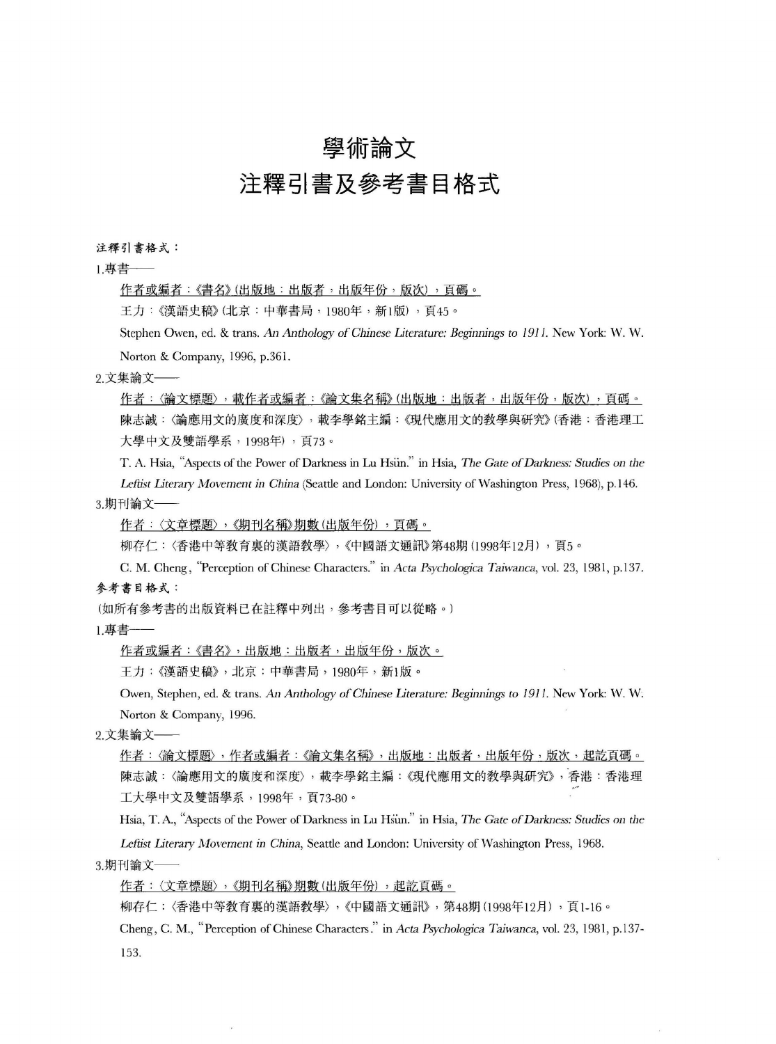# 學術論文
# 注釋引書及參考書目格式

***注釋引書格式：***

1.專書——

<u>作者或編者：《書名》(出版地：出版者，出版年份，版次)，頁碼。</u>

王力：《漢語史稿》(北京：中華書局，1980年，新1版)，頁45。

Stephen Owen, ed. & trans. *An Anthology of Chinese Literature: Beginnings to 1911.* New York: W. W. Norton & Company, 1996, p.361.

2.文集論文——

<u>作者：〈論文標題〉，載作者或編者：《論文集名稱》(出版地：出版者，出版年份，版次)，頁碼。</u>

陳志誠：〈論應用文的廣度和深度〉，載李學銘主編：《現代應用文的教學與研究》(香港：香港理工大學中文及雙語學系，1998年)，頁73。

T. A. Hsia, "Aspects of the Power of Darkness in Lu Hsün." in Hsia, *The Gate of Darkness: Studies on the Leftist Literary Movement in China* (Seattle and London: University of Washington Press, 1968), p.146.

3.期刊論文——

<u>作者：〈文章標題〉，《期刊名稱》期數(出版年份)，頁碼。</u>

柳存仁：〈香港中等教育裏的漢語教學〉，《中國語文通訊》第48期(1998年12月)，頁5。

C. M. Cheng, "Perception of Chinese Characters." in *Acta Psychologica Taiwanca,* vol. 23, 1981, p.137.

***參考書目格式：***

(如所有參考書的出版資料已在註釋中列出，參考書目可以從略。)

1.專書——

<u>作者或編者：《書名》，出版地：出版者，出版年份，版次。</u>

王力：《漢語史稿》，北京：中華書局，1980年，新1版。

Owen, Stephen, ed. & trans. *An Anthology of Chinese Literature: Beginnings to 1911.* New York: W. W. Norton & Company, 1996.

2.文集論文——

<u>作者：〈論文標題〉，作者或編者：《論文集名稱》，出版地：出版者，出版年份，版次，起訖頁碼。</u>

陳志誠：〈論應用文的廣度和深度〉，載李學銘主編：《現代應用文的教學與研究》，香港：香港理工大學中文及雙語學系，1998年，頁73-80。

Hsia, T. A., "Aspects of the Power of Darkness in Lu Hsün." in Hsia, *The Gate of Darkness: Studies on the Leftist Literary Movement in China,* Seattle and London: University of Washington Press, 1968.

3.期刊論文——

<u>作者：〈文章標題〉，《期刊名稱》期數(出版年份)，起訖頁碼。</u>

柳存仁：〈香港中等教育裏的漢語教學〉，《中國語文通訊》，第48期(1998年12月)，頁1-16。

Cheng, C. M., "Perception of Chinese Characters." in *Acta Psychologica Taiwanca,* vol. 23, 1981, p.137-153.